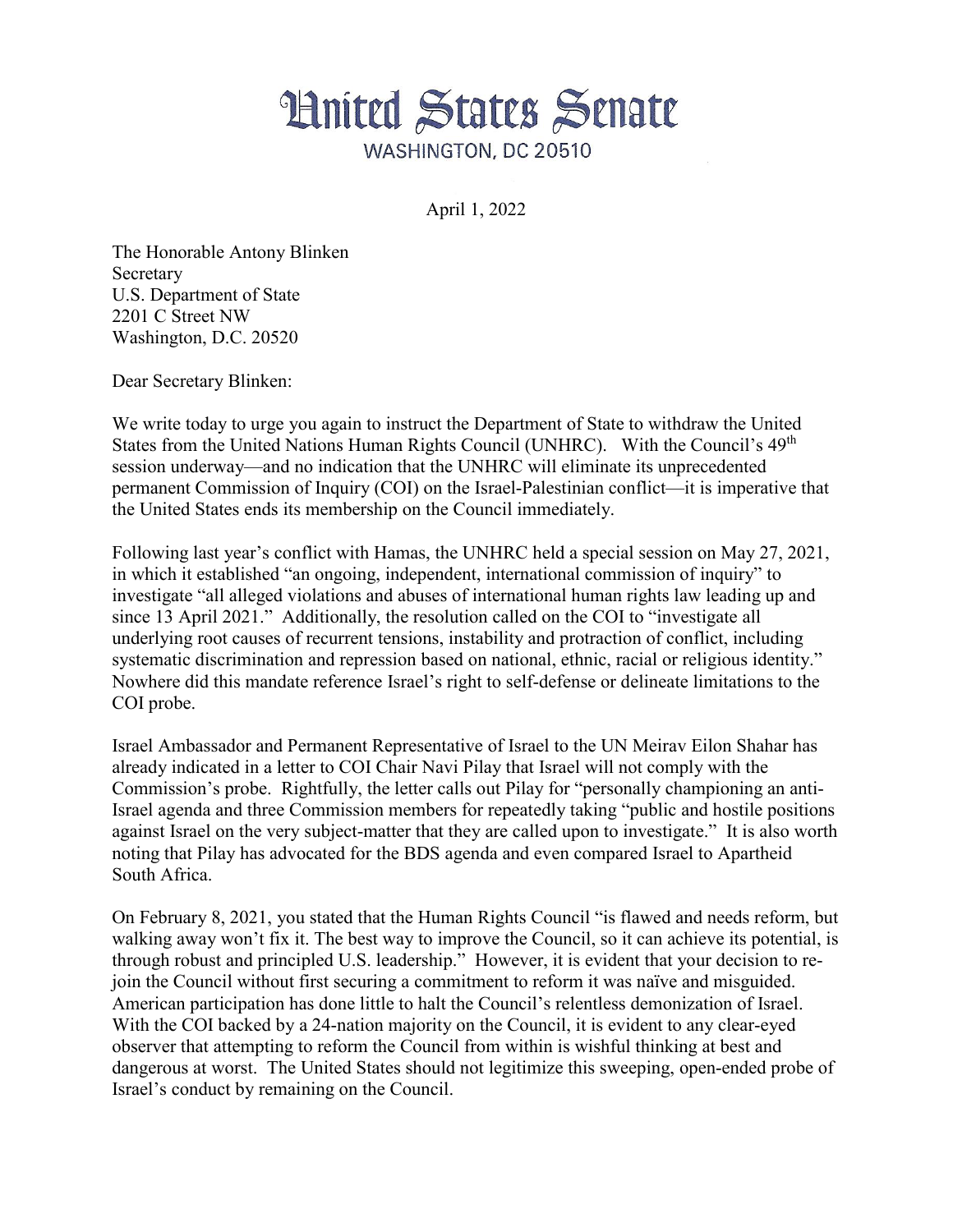# United States Senate

WASHINGTON, DC 20510

April 1, 2022

The Honorable Antony Blinken
Secretary
U.S. Department of State
2201 C Street NW
Washington, D.C. 20520

Dear Secretary Blinken:

We write today to urge you again to instruct the Department of State to withdraw the United States from the United Nations Human Rights Council (UNHRC). With the Council's 49th session underway—and no indication that the UNHRC will eliminate its unprecedented permanent Commission of Inquiry (COI) on the Israel-Palestinian conflict—it is imperative that the United States ends its membership on the Council immediately.

Following last year's conflict with Hamas, the UNHRC held a special session on May 27, 2021, in which it established "an ongoing, independent, international commission of inquiry" to investigate "all alleged violations and abuses of international human rights law leading up and since 13 April 2021." Additionally, the resolution called on the COI to "investigate all underlying root causes of recurrent tensions, instability and protraction of conflict, including systematic discrimination and repression based on national, ethnic, racial or religious identity." Nowhere did this mandate reference Israel's right to self-defense or delineate limitations to the COI probe.

Israel Ambassador and Permanent Representative of Israel to the UN Meirav Eilon Shahar has already indicated in a letter to COI Chair Navi Pilay that Israel will not comply with the Commission's probe. Rightfully, the letter calls out Pilay for "personally championing an anti-Israel agenda and three Commission members for repeatedly taking "public and hostile positions against Israel on the very subject-matter that they are called upon to investigate." It is also worth noting that Pilay has advocated for the BDS agenda and even compared Israel to Apartheid South Africa.

On February 8, 2021, you stated that the Human Rights Council "is flawed and needs reform, but walking away won't fix it. The best way to improve the Council, so it can achieve its potential, is through robust and principled U.S. leadership." However, it is evident that your decision to re-join the Council without first securing a commitment to reform it was naïve and misguided. American participation has done little to halt the Council's relentless demonization of Israel. With the COI backed by a 24-nation majority on the Council, it is evident to any clear-eyed observer that attempting to reform the Council from within is wishful thinking at best and dangerous at worst. The United States should not legitimize this sweeping, open-ended probe of Israel's conduct by remaining on the Council.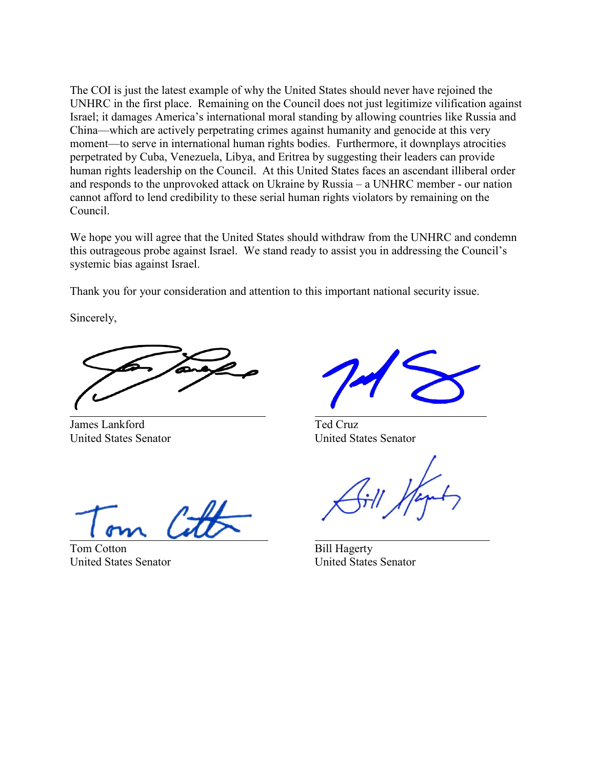The COI is just the latest example of why the United States should never have rejoined the UNHRC in the first place. Remaining on the Council does not just legitimize vilification against Israel; it damages America's international moral standing by allowing countries like Russia and China—which are actively perpetrating crimes against humanity and genocide at this very moment—to serve in international human rights bodies. Furthermore, it downplays atrocities perpetrated by Cuba, Venezuela, Libya, and Eritrea by suggesting their leaders can provide human rights leadership on the Council. At this United States faces an ascendant illiberal order and responds to the unprovoked attack on Ukraine by Russia – a UNHRC member - our nation cannot afford to lend credibility to these serial human rights violators by remaining on the Council.

We hope you will agree that the United States should withdraw from the UNHRC and condemn this outrageous probe against Israel. We stand ready to assist you in addressing the Council's systemic bias against Israel.

Thank you for your consideration and attention to this important national security issue.

Sincerely,

James Lankford
United States Senator

Ted Cruz
United States Senator

Tom Cotton
United States Senator

Bill Hagerty
United States Senator